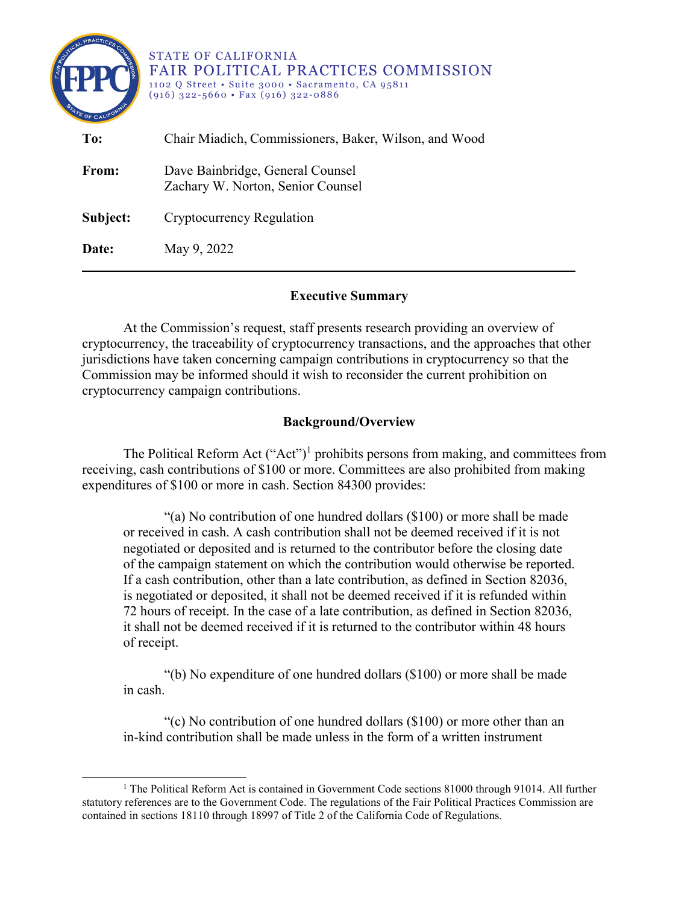STATE OF CALIFORNIA
FAIR POLITICAL PRACTICES COMMISSION
1102 Q Street • Suite 3000 • Sacramento, CA 95811
(916) 322-5660 • Fax (916) 322-0886

**To:** Chair Miadich, Commissioners, Baker, Wilson, and Wood

**From:** Dave Bainbridge, General Counsel
Zachary W. Norton, Senior Counsel

**Subject:** Cryptocurrency Regulation

**Date:** May 9, 2022

---

## Executive Summary

At the Commission's request, staff presents research providing an overview of cryptocurrency, the traceability of cryptocurrency transactions, and the approaches that other jurisdictions have taken concerning campaign contributions in cryptocurrency so that the Commission may be informed should it wish to reconsider the current prohibition on cryptocurrency campaign contributions.

## Background/Overview

The Political Reform Act ("Act")[1] prohibits persons from making, and committees from receiving, cash contributions of $100 or more. Committees are also prohibited from making expenditures of $100 or more in cash. Section 84300 provides:

> "(a) No contribution of one hundred dollars ($100) or more shall be made or received in cash. A cash contribution shall not be deemed received if it is not negotiated or deposited and is returned to the contributor before the closing date of the campaign statement on which the contribution would otherwise be reported. If a cash contribution, other than a late contribution, as defined in Section 82036, is negotiated or deposited, it shall not be deemed received if it is refunded within 72 hours of receipt. In the case of a late contribution, as defined in Section 82036, it shall not be deemed received if it is returned to the contributor within 48 hours of receipt.
>
> "(b) No expenditure of one hundred dollars ($100) or more shall be made in cash.
>
> "(c) No contribution of one hundred dollars ($100) or more other than an in-kind contribution shall be made unless in the form of a written instrument

---

[1] The Political Reform Act is contained in Government Code sections 81000 through 91014. All further statutory references are to the Government Code. The regulations of the Fair Political Practices Commission are contained in sections 18110 through 18997 of Title 2 of the California Code of Regulations.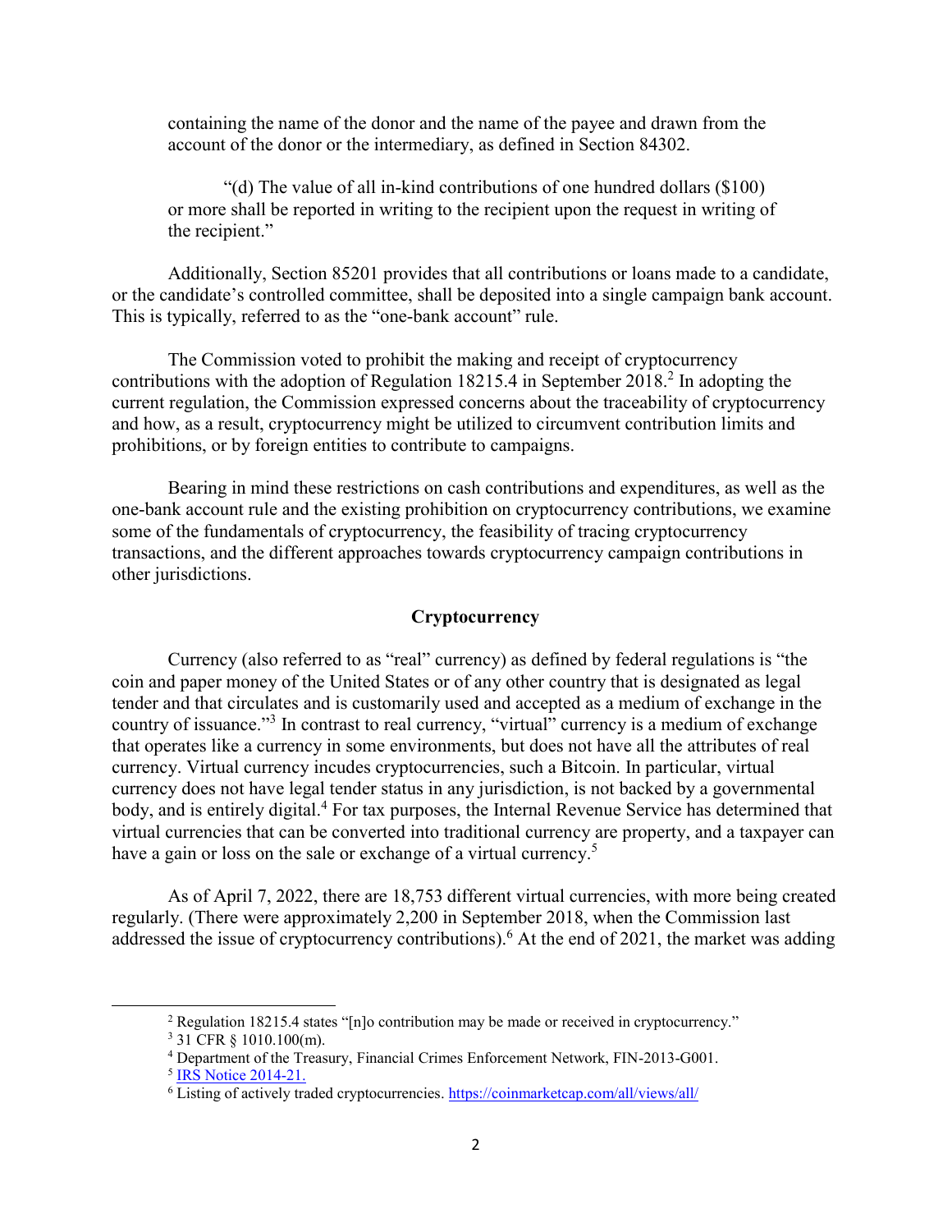containing the name of the donor and the name of the payee and drawn from the account of the donor or the intermediary, as defined in Section 84302.

"(d) The value of all in-kind contributions of one hundred dollars ($100) or more shall be reported in writing to the recipient upon the request in writing of the recipient."

Additionally, Section 85201 provides that all contributions or loans made to a candidate, or the candidate's controlled committee, shall be deposited into a single campaign bank account. This is typically, referred to as the "one-bank account" rule.

The Commission voted to prohibit the making and receipt of cryptocurrency contributions with the adoption of Regulation 18215.4 in September 2018.[2] In adopting the current regulation, the Commission expressed concerns about the traceability of cryptocurrency and how, as a result, cryptocurrency might be utilized to circumvent contribution limits and prohibitions, or by foreign entities to contribute to campaigns.

Bearing in mind these restrictions on cash contributions and expenditures, as well as the one-bank account rule and the existing prohibition on cryptocurrency contributions, we examine some of the fundamentals of cryptocurrency, the feasibility of tracing cryptocurrency transactions, and the different approaches towards cryptocurrency campaign contributions in other jurisdictions.

## Cryptocurrency

Currency (also referred to as "real" currency) as defined by federal regulations is "the coin and paper money of the United States or of any other country that is designated as legal tender and that circulates and is customarily used and accepted as a medium of exchange in the country of issuance."[3] In contrast to real currency, "virtual" currency is a medium of exchange that operates like a currency in some environments, but does not have all the attributes of real currency. Virtual currency incudes cryptocurrencies, such a Bitcoin. In particular, virtual currency does not have legal tender status in any jurisdiction, is not backed by a governmental body, and is entirely digital.[4] For tax purposes, the Internal Revenue Service has determined that virtual currencies that can be converted into traditional currency are property, and a taxpayer can have a gain or loss on the sale or exchange of a virtual currency.[5]

As of April 7, 2022, there are 18,753 different virtual currencies, with more being created regularly. (There were approximately 2,200 in September 2018, when the Commission last addressed the issue of cryptocurrency contributions).[6] At the end of 2021, the market was adding

---

[2] Regulation 18215.4 states "[n]o contribution may be made or received in cryptocurrency."

[3] 31 CFR § 1010.100(m).

[4] Department of the Treasury, Financial Crimes Enforcement Network, FIN-2013-G001.

[5] IRS Notice 2014-21.

[6] Listing of actively traded cryptocurrencies. https://coinmarketcap.com/all/views/all/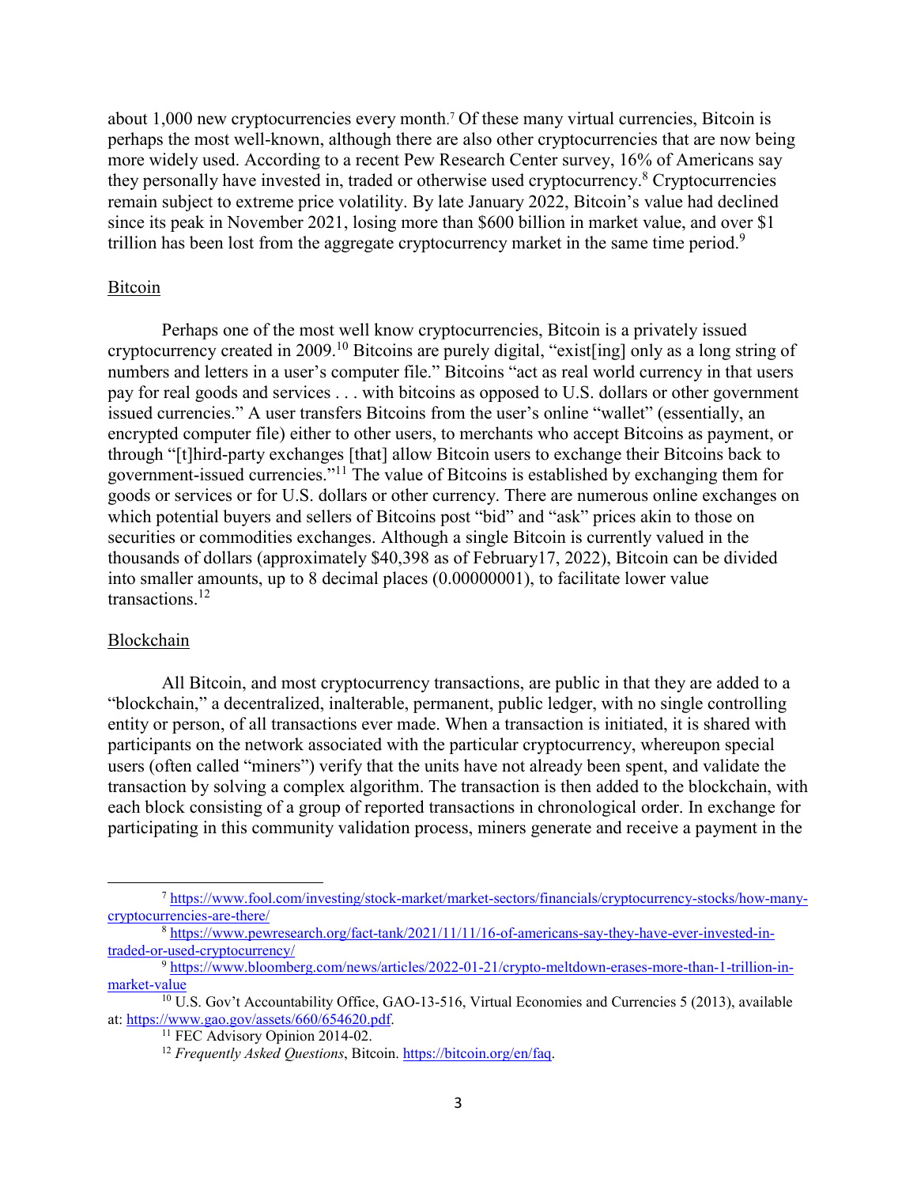about 1,000 new cryptocurrencies every month.[7] Of these many virtual currencies, Bitcoin is perhaps the most well-known, although there are also other cryptocurrencies that are now being more widely used. According to a recent Pew Research Center survey, 16% of Americans say they personally have invested in, traded or otherwise used cryptocurrency.[8] Cryptocurrencies remain subject to extreme price volatility. By late January 2022, Bitcoin's value had declined since its peak in November 2021, losing more than $600 billion in market value, and over $1 trillion has been lost from the aggregate cryptocurrency market in the same time period.[9]

## Bitcoin

Perhaps one of the most well know cryptocurrencies, Bitcoin is a privately issued cryptocurrency created in 2009.[10] Bitcoins are purely digital, "exist[ing] only as a long string of numbers and letters in a user's computer file." Bitcoins "act as real world currency in that users pay for real goods and services . . . with bitcoins as opposed to U.S. dollars or other government issued currencies." A user transfers Bitcoins from the user's online "wallet" (essentially, an encrypted computer file) either to other users, to merchants who accept Bitcoins as payment, or through "[t]hird-party exchanges [that] allow Bitcoin users to exchange their Bitcoins back to government-issued currencies."[11] The value of Bitcoins is established by exchanging them for goods or services or for U.S. dollars or other currency. There are numerous online exchanges on which potential buyers and sellers of Bitcoins post "bid" and "ask" prices akin to those on securities or commodities exchanges. Although a single Bitcoin is currently valued in the thousands of dollars (approximately $40,398 as of February17, 2022), Bitcoin can be divided into smaller amounts, up to 8 decimal places (0.00000001), to facilitate lower value transactions.[12]

## Blockchain

All Bitcoin, and most cryptocurrency transactions, are public in that they are added to a "blockchain," a decentralized, inalterable, permanent, public ledger, with no single controlling entity or person, of all transactions ever made. When a transaction is initiated, it is shared with participants on the network associated with the particular cryptocurrency, whereupon special users (often called "miners") verify that the units have not already been spent, and validate the transaction by solving a complex algorithm. The transaction is then added to the blockchain, with each block consisting of a group of reported transactions in chronological order. In exchange for participating in this community validation process, miners generate and receive a payment in the

---

[7] https://www.fool.com/investing/stock-market/market-sectors/financials/cryptocurrency-stocks/how-many-cryptocurrencies-are-there/

[8] https://www.pewresearch.org/fact-tank/2021/11/11/16-of-americans-say-they-have-ever-invested-in-traded-or-used-cryptocurrency/

[9] https://www.bloomberg.com/news/articles/2022-01-21/crypto-meltdown-erases-more-than-1-trillion-in-market-value

[10] U.S. Gov't Accountability Office, GAO-13-516, Virtual Economies and Currencies 5 (2013), available at: https://www.gao.gov/assets/660/654620.pdf.

[11] FEC Advisory Opinion 2014-02.

[12] *Frequently Asked Questions*, Bitcoin. https://bitcoin.org/en/faq.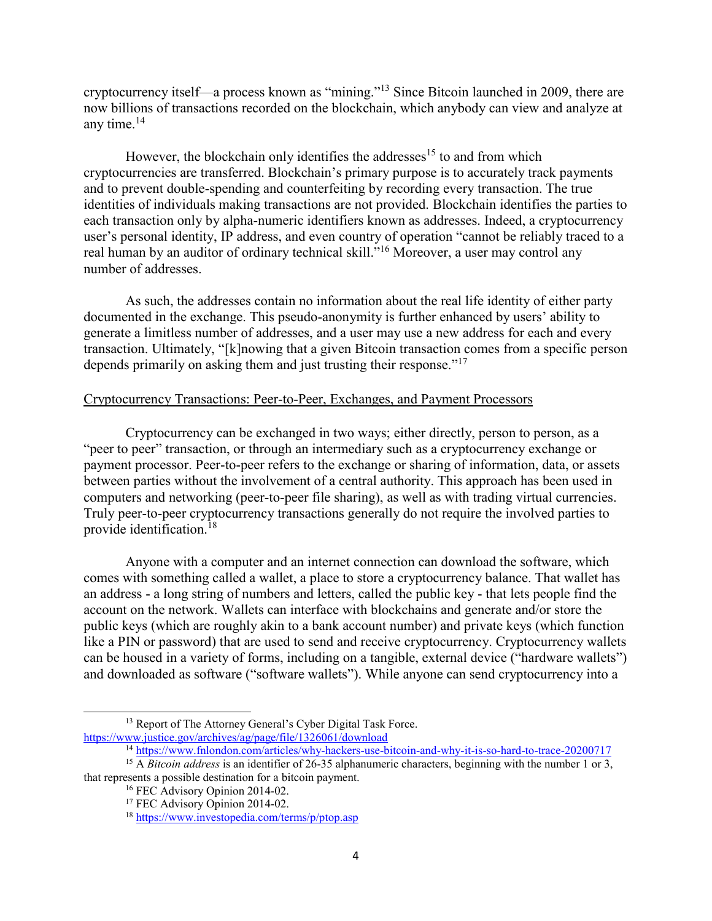cryptocurrency itself—a process known as "mining."[13] Since Bitcoin launched in 2009, there are now billions of transactions recorded on the blockchain, which anybody can view and analyze at any time.[14]

However, the blockchain only identifies the addresses[15] to and from which cryptocurrencies are transferred. Blockchain's primary purpose is to accurately track payments and to prevent double-spending and counterfeiting by recording every transaction. The true identities of individuals making transactions are not provided. Blockchain identifies the parties to each transaction only by alpha-numeric identifiers known as addresses. Indeed, a cryptocurrency user's personal identity, IP address, and even country of operation "cannot be reliably traced to a real human by an auditor of ordinary technical skill."[16] Moreover, a user may control any number of addresses.

As such, the addresses contain no information about the real life identity of either party documented in the exchange. This pseudo-anonymity is further enhanced by users' ability to generate a limitless number of addresses, and a user may use a new address for each and every transaction. Ultimately, "[k]nowing that a given Bitcoin transaction comes from a specific person depends primarily on asking them and just trusting their response."[17]

<u>Cryptocurrency Transactions: Peer-to-Peer, Exchanges, and Payment Processors</u>

Cryptocurrency can be exchanged in two ways; either directly, person to person, as a "peer to peer" transaction, or through an intermediary such as a cryptocurrency exchange or payment processor. Peer-to-peer refers to the exchange or sharing of information, data, or assets between parties without the involvement of a central authority. This approach has been used in computers and networking (peer-to-peer file sharing), as well as with trading virtual currencies. Truly peer-to-peer cryptocurrency transactions generally do not require the involved parties to provide identification.[18]

Anyone with a computer and an internet connection can download the software, which comes with something called a wallet, a place to store a cryptocurrency balance. That wallet has an address - a long string of numbers and letters, called the public key - that lets people find the account on the network. Wallets can interface with blockchains and generate and/or store the public keys (which are roughly akin to a bank account number) and private keys (which function like a PIN or password) that are used to send and receive cryptocurrency. Cryptocurrency wallets can be housed in a variety of forms, including on a tangible, external device ("hardware wallets") and downloaded as software ("software wallets"). While anyone can send cryptocurrency into a

---

[13] Report of The Attorney General's Cyber Digital Task Force. https://www.justice.gov/archives/ag/page/file/1326061/download

[14] https://www.fnlondon.com/articles/why-hackers-use-bitcoin-and-why-it-is-so-hard-to-trace-20200717

[15] A *Bitcoin address* is an identifier of 26-35 alphanumeric characters, beginning with the number 1 or 3, that represents a possible destination for a bitcoin payment.

[16] FEC Advisory Opinion 2014-02.

[17] FEC Advisory Opinion 2014-02.

[18] https://www.investopedia.com/terms/p/ptop.asp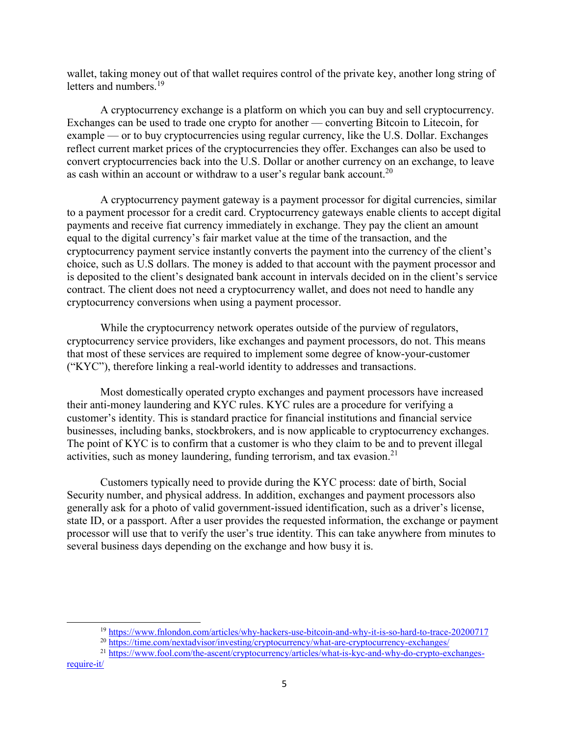wallet, taking money out of that wallet requires control of the private key, another long string of letters and numbers.[19]

A cryptocurrency exchange is a platform on which you can buy and sell cryptocurrency. Exchanges can be used to trade one crypto for another — converting Bitcoin to Litecoin, for example — or to buy cryptocurrencies using regular currency, like the U.S. Dollar. Exchanges reflect current market prices of the cryptocurrencies they offer. Exchanges can also be used to convert cryptocurrencies back into the U.S. Dollar or another currency on an exchange, to leave as cash within an account or withdraw to a user's regular bank account.[20]

A cryptocurrency payment gateway is a payment processor for digital currencies, similar to a payment processor for a credit card. Cryptocurrency gateways enable clients to accept digital payments and receive fiat currency immediately in exchange. They pay the client an amount equal to the digital currency's fair market value at the time of the transaction, and the cryptocurrency payment service instantly converts the payment into the currency of the client's choice, such as U.S dollars. The money is added to that account with the payment processor and is deposited to the client's designated bank account in intervals decided on in the client's service contract. The client does not need a cryptocurrency wallet, and does not need to handle any cryptocurrency conversions when using a payment processor.

While the cryptocurrency network operates outside of the purview of regulators, cryptocurrency service providers, like exchanges and payment processors, do not. This means that most of these services are required to implement some degree of know-your-customer ("KYC"), therefore linking a real-world identity to addresses and transactions.

Most domestically operated crypto exchanges and payment processors have increased their anti-money laundering and KYC rules. KYC rules are a procedure for verifying a customer's identity. This is standard practice for financial institutions and financial service businesses, including banks, stockbrokers, and is now applicable to cryptocurrency exchanges. The point of KYC is to confirm that a customer is who they claim to be and to prevent illegal activities, such as money laundering, funding terrorism, and tax evasion.[21]

Customers typically need to provide during the KYC process: date of birth, Social Security number, and physical address. In addition, exchanges and payment processors also generally ask for a photo of valid government-issued identification, such as a driver's license, state ID, or a passport. After a user provides the requested information, the exchange or payment processor will use that to verify the user's true identity. This can take anywhere from minutes to several business days depending on the exchange and how busy it is.

---

[19] https://www.fnlondon.com/articles/why-hackers-use-bitcoin-and-why-it-is-so-hard-to-trace-20200717

[20] https://time.com/nextadvisor/investing/cryptocurrency/what-are-cryptocurrency-exchanges/

[21] https://www.fool.com/the-ascent/cryptocurrency/articles/what-is-kyc-and-why-do-crypto-exchanges-require-it/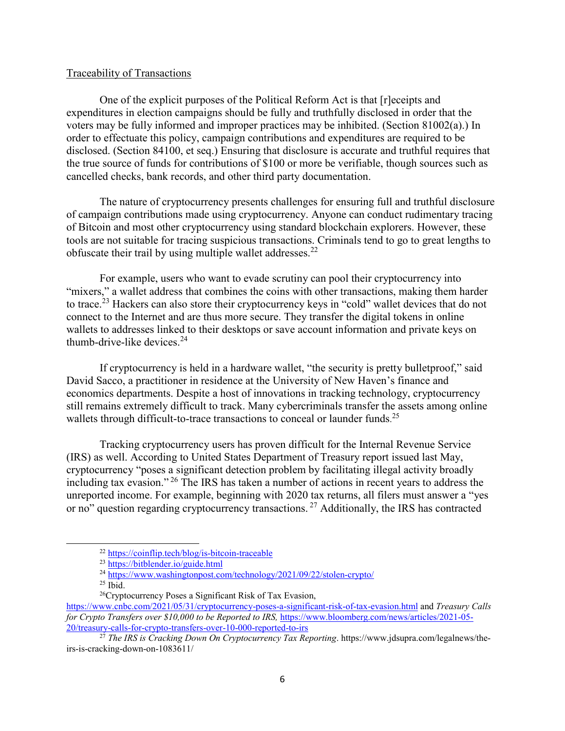Traceability of Transactions

One of the explicit purposes of the Political Reform Act is that [r]eceipts and expenditures in election campaigns should be fully and truthfully disclosed in order that the voters may be fully informed and improper practices may be inhibited. (Section 81002(a).) In order to effectuate this policy, campaign contributions and expenditures are required to be disclosed. (Section 84100, et seq.) Ensuring that disclosure is accurate and truthful requires that the true source of funds for contributions of $100 or more be verifiable, though sources such as cancelled checks, bank records, and other third party documentation.

The nature of cryptocurrency presents challenges for ensuring full and truthful disclosure of campaign contributions made using cryptocurrency. Anyone can conduct rudimentary tracing of Bitcoin and most other cryptocurrency using standard blockchain explorers. However, these tools are not suitable for tracing suspicious transactions. Criminals tend to go to great lengths to obfuscate their trail by using multiple wallet addresses.[22]

For example, users who want to evade scrutiny can pool their cryptocurrency into "mixers," a wallet address that combines the coins with other transactions, making them harder to trace.[23] Hackers can also store their cryptocurrency keys in "cold" wallet devices that do not connect to the Internet and are thus more secure. They transfer the digital tokens in online wallets to addresses linked to their desktops or save account information and private keys on thumb-drive-like devices.[24]

If cryptocurrency is held in a hardware wallet, "the security is pretty bulletproof," said David Sacco, a practitioner in residence at the University of New Haven's finance and economics departments. Despite a host of innovations in tracking technology, cryptocurrency still remains extremely difficult to track. Many cybercriminals transfer the assets among online wallets through difficult-to-trace transactions to conceal or launder funds.[25]

Tracking cryptocurrency users has proven difficult for the Internal Revenue Service (IRS) as well. According to United States Department of Treasury report issued last May, cryptocurrency "poses a significant detection problem by facilitating illegal activity broadly including tax evasion."[26] The IRS has taken a number of actions in recent years to address the unreported income. For example, beginning with 2020 tax returns, all filers must answer a "yes or no" question regarding cryptocurrency transactions.[27] Additionally, the IRS has contracted

---

[22] https://coinflip.tech/blog/is-bitcoin-traceable

[23] https://bitblender.io/guide.html

[24] https://www.washingtonpost.com/technology/2021/09/22/stolen-crypto/

[25] Ibid.

[26] Cryptocurrency Poses a Significant Risk of Tax Evasion, https://www.cnbc.com/2021/05/31/cryptocurrency-poses-a-significant-risk-of-tax-evasion.html and *Treasury Calls for Crypto Transfers over $10,000 to be Reported to IRS,* https://www.bloomberg.com/news/articles/2021-05-20/treasury-calls-for-crypto-transfers-over-10-000-reported-to-irs

[27] *The IRS is Cracking Down On Cryptocurrency Tax Reporting*. https://www.jdsupra.com/legalnews/the-irs-is-cracking-down-on-1083611/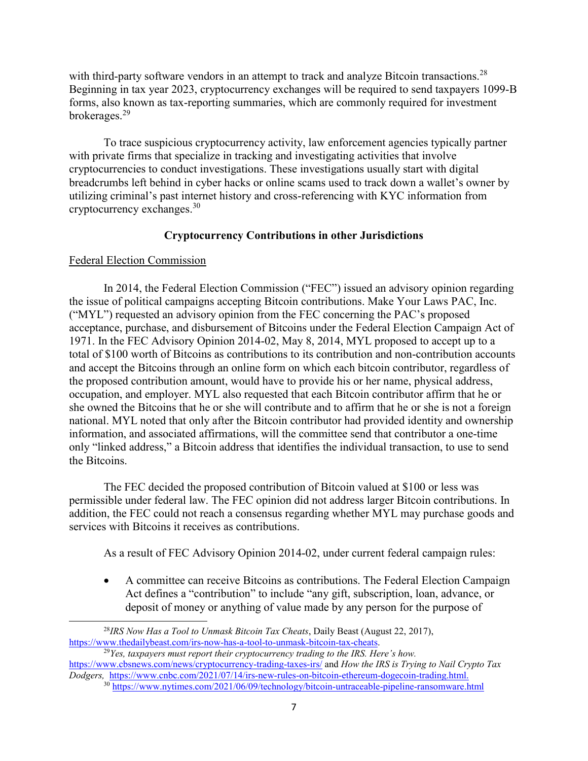with third-party software vendors in an attempt to track and analyze Bitcoin transactions.[28] Beginning in tax year 2023, cryptocurrency exchanges will be required to send taxpayers 1099-B forms, also known as tax-reporting summaries, which are commonly required for investment brokerages.[29]

To trace suspicious cryptocurrency activity, law enforcement agencies typically partner with private firms that specialize in tracking and investigating activities that involve cryptocurrencies to conduct investigations. These investigations usually start with digital breadcrumbs left behind in cyber hacks or online scams used to track down a wallet's owner by utilizing criminal's past internet history and cross-referencing with KYC information from cryptocurrency exchanges.[30]

## Cryptocurrency Contributions in other Jurisdictions

### Federal Election Commission

In 2014, the Federal Election Commission ("FEC") issued an advisory opinion regarding the issue of political campaigns accepting Bitcoin contributions. Make Your Laws PAC, Inc. ("MYL") requested an advisory opinion from the FEC concerning the PAC's proposed acceptance, purchase, and disbursement of Bitcoins under the Federal Election Campaign Act of 1971. In the FEC Advisory Opinion 2014-02, May 8, 2014, MYL proposed to accept up to a total of $100 worth of Bitcoins as contributions to its contribution and non-contribution accounts and accept the Bitcoins through an online form on which each bitcoin contributor, regardless of the proposed contribution amount, would have to provide his or her name, physical address, occupation, and employer. MYL also requested that each Bitcoin contributor affirm that he or she owned the Bitcoins that he or she will contribute and to affirm that he or she is not a foreign national. MYL noted that only after the Bitcoin contributor had provided identity and ownership information, and associated affirmations, will the committee send that contributor a one-time only "linked address," a Bitcoin address that identifies the individual transaction, to use to send the Bitcoins.

The FEC decided the proposed contribution of Bitcoin valued at $100 or less was permissible under federal law. The FEC opinion did not address larger Bitcoin contributions. In addition, the FEC could not reach a consensus regarding whether MYL may purchase goods and services with Bitcoins it receives as contributions.

As a result of FEC Advisory Opinion 2014-02, under current federal campaign rules:

- A committee can receive Bitcoins as contributions. The Federal Election Campaign Act defines a "contribution" to include "any gift, subscription, loan, advance, or deposit of money or anything of value made by any person for the purpose of

---

[28] *IRS Now Has a Tool to Unmask Bitcoin Tax Cheats*, Daily Beast (August 22, 2017), https://www.thedailybeast.com/irs-now-has-a-tool-to-unmask-bitcoin-tax-cheats.

[29] *Yes, taxpayers must report their cryptocurrency trading to the IRS. Here's how.* https://www.cbsnews.com/news/cryptocurrency-trading-taxes-irs/ and *How the IRS is Trying to Nail Crypto Tax Dodgers,* https://www.cnbc.com/2021/07/14/irs-new-rules-on-bitcoin-ethereum-dogecoin-trading.html.

[30] https://www.nytimes.com/2021/06/09/technology/bitcoin-untraceable-pipeline-ransomware.html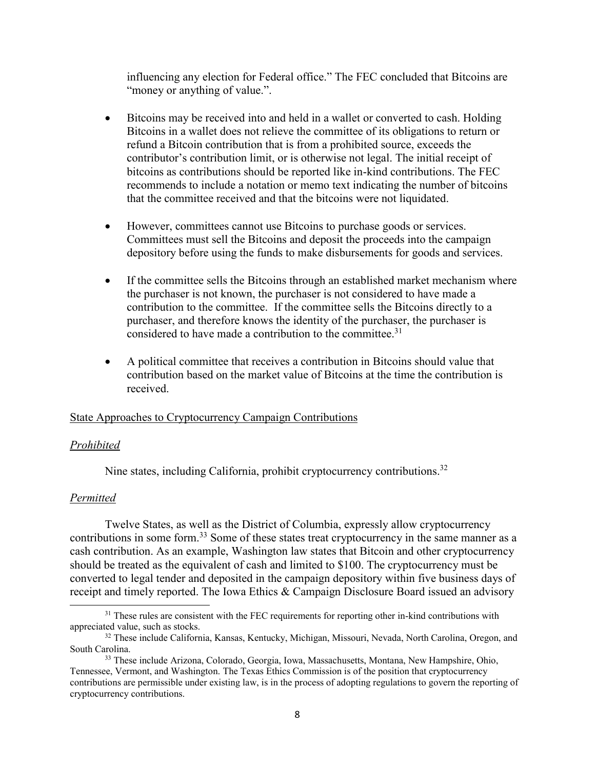influencing any election for Federal office." The FEC concluded that Bitcoins are "money or anything of value.".

- Bitcoins may be received into and held in a wallet or converted to cash. Holding Bitcoins in a wallet does not relieve the committee of its obligations to return or refund a Bitcoin contribution that is from a prohibited source, exceeds the contributor's contribution limit, or is otherwise not legal. The initial receipt of bitcoins as contributions should be reported like in-kind contributions. The FEC recommends to include a notation or memo text indicating the number of bitcoins that the committee received and that the bitcoins were not liquidated.

- However, committees cannot use Bitcoins to purchase goods or services. Committees must sell the Bitcoins and deposit the proceeds into the campaign depository before using the funds to make disbursements for goods and services.

- If the committee sells the Bitcoins through an established market mechanism where the purchaser is not known, the purchaser is not considered to have made a contribution to the committee. If the committee sells the Bitcoins directly to a purchaser, and therefore knows the identity of the purchaser, the purchaser is considered to have made a contribution to the committee.[31]

- A political committee that receives a contribution in Bitcoins should value that contribution based on the market value of Bitcoins at the time the contribution is received.

<u>State Approaches to Cryptocurrency Campaign Contributions</u>

*<u>Prohibited</u>*

Nine states, including California, prohibit cryptocurrency contributions.[32]

*<u>Permitted</u>*

Twelve States, as well as the District of Columbia, expressly allow cryptocurrency contributions in some form.[33] Some of these states treat cryptocurrency in the same manner as a cash contribution. As an example, Washington law states that Bitcoin and other cryptocurrency should be treated as the equivalent of cash and limited to $100. The cryptocurrency must be converted to legal tender and deposited in the campaign depository within five business days of receipt and timely reported. The Iowa Ethics & Campaign Disclosure Board issued an advisory

---

[31] These rules are consistent with the FEC requirements for reporting other in-kind contributions with appreciated value, such as stocks.

[32] These include California, Kansas, Kentucky, Michigan, Missouri, Nevada, North Carolina, Oregon, and South Carolina.

[33] These include Arizona, Colorado, Georgia, Iowa, Massachusetts, Montana, New Hampshire, Ohio, Tennessee, Vermont, and Washington. The Texas Ethics Commission is of the position that cryptocurrency contributions are permissible under existing law, is in the process of adopting regulations to govern the reporting of cryptocurrency contributions.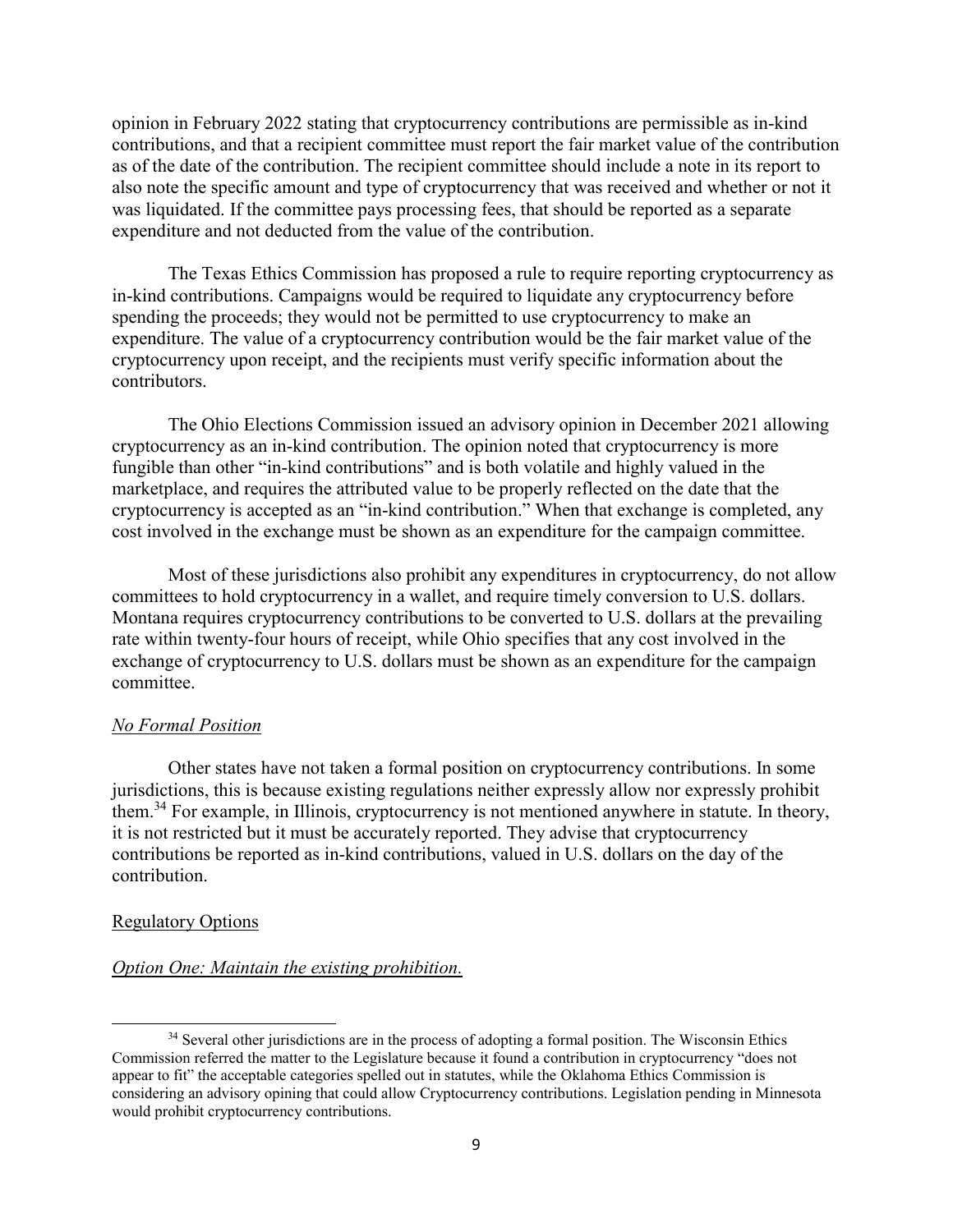opinion in February 2022 stating that cryptocurrency contributions are permissible as in-kind contributions, and that a recipient committee must report the fair market value of the contribution as of the date of the contribution. The recipient committee should include a note in its report to also note the specific amount and type of cryptocurrency that was received and whether or not it was liquidated. If the committee pays processing fees, that should be reported as a separate expenditure and not deducted from the value of the contribution.

The Texas Ethics Commission has proposed a rule to require reporting cryptocurrency as in-kind contributions. Campaigns would be required to liquidate any cryptocurrency before spending the proceeds; they would not be permitted to use cryptocurrency to make an expenditure. The value of a cryptocurrency contribution would be the fair market value of the cryptocurrency upon receipt, and the recipients must verify specific information about the contributors.

The Ohio Elections Commission issued an advisory opinion in December 2021 allowing cryptocurrency as an in-kind contribution. The opinion noted that cryptocurrency is more fungible than other "in-kind contributions" and is both volatile and highly valued in the marketplace, and requires the attributed value to be properly reflected on the date that the cryptocurrency is accepted as an "in-kind contribution." When that exchange is completed, any cost involved in the exchange must be shown as an expenditure for the campaign committee.

Most of these jurisdictions also prohibit any expenditures in cryptocurrency, do not allow committees to hold cryptocurrency in a wallet, and require timely conversion to U.S. dollars. Montana requires cryptocurrency contributions to be converted to U.S. dollars at the prevailing rate within twenty-four hours of receipt, while Ohio specifies that any cost involved in the exchange of cryptocurrency to U.S. dollars must be shown as an expenditure for the campaign committee.

*No Formal Position*

Other states have not taken a formal position on cryptocurrency contributions. In some jurisdictions, this is because existing regulations neither expressly allow nor expressly prohibit them.[34] For example, in Illinois, cryptocurrency is not mentioned anywhere in statute. In theory, it is not restricted but it must be accurately reported. They advise that cryptocurrency contributions be reported as in-kind contributions, valued in U.S. dollars on the day of the contribution.

Regulatory Options

*Option One: Maintain the existing prohibition.*

[34] Several other jurisdictions are in the process of adopting a formal position. The Wisconsin Ethics Commission referred the matter to the Legislature because it found a contribution in cryptocurrency "does not appear to fit" the acceptable categories spelled out in statutes, while the Oklahoma Ethics Commission is considering an advisory opining that could allow Cryptocurrency contributions. Legislation pending in Minnesota would prohibit cryptocurrency contributions.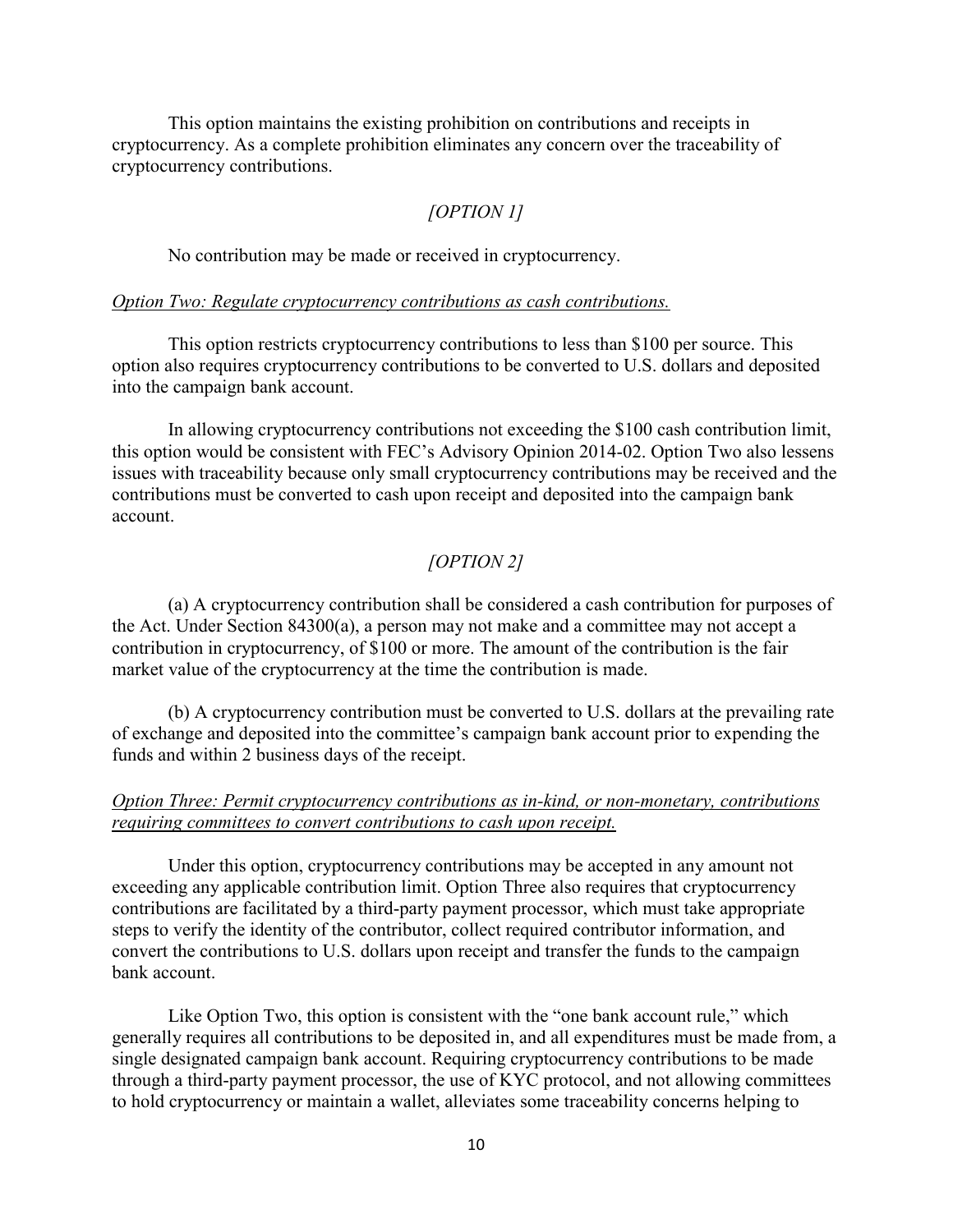This option maintains the existing prohibition on contributions and receipts in cryptocurrency. As a complete prohibition eliminates any concern over the traceability of cryptocurrency contributions.

*[OPTION 1]*

No contribution may be made or received in cryptocurrency.

*<u>Option Two: Regulate cryptocurrency contributions as cash contributions.</u>*

This option restricts cryptocurrency contributions to less than $100 per source. This option also requires cryptocurrency contributions to be converted to U.S. dollars and deposited into the campaign bank account.

In allowing cryptocurrency contributions not exceeding the $100 cash contribution limit, this option would be consistent with FEC's Advisory Opinion 2014-02. Option Two also lessens issues with traceability because only small cryptocurrency contributions may be received and the contributions must be converted to cash upon receipt and deposited into the campaign bank account.

*[OPTION 2]*

(a) A cryptocurrency contribution shall be considered a cash contribution for purposes of the Act. Under Section 84300(a), a person may not make and a committee may not accept a contribution in cryptocurrency, of $100 or more. The amount of the contribution is the fair market value of the cryptocurrency at the time the contribution is made.

(b) A cryptocurrency contribution must be converted to U.S. dollars at the prevailing rate of exchange and deposited into the committee's campaign bank account prior to expending the funds and within 2 business days of the receipt.

*<u>Option Three: Permit cryptocurrency contributions as in-kind, or non-monetary, contributions requiring committees to convert contributions to cash upon receipt.</u>*

Under this option, cryptocurrency contributions may be accepted in any amount not exceeding any applicable contribution limit. Option Three also requires that cryptocurrency contributions are facilitated by a third-party payment processor, which must take appropriate steps to verify the identity of the contributor, collect required contributor information, and convert the contributions to U.S. dollars upon receipt and transfer the funds to the campaign bank account.

Like Option Two, this option is consistent with the "one bank account rule," which generally requires all contributions to be deposited in, and all expenditures must be made from, a single designated campaign bank account. Requiring cryptocurrency contributions to be made through a third-party payment processor, the use of KYC protocol, and not allowing committees to hold cryptocurrency or maintain a wallet, alleviates some traceability concerns helping to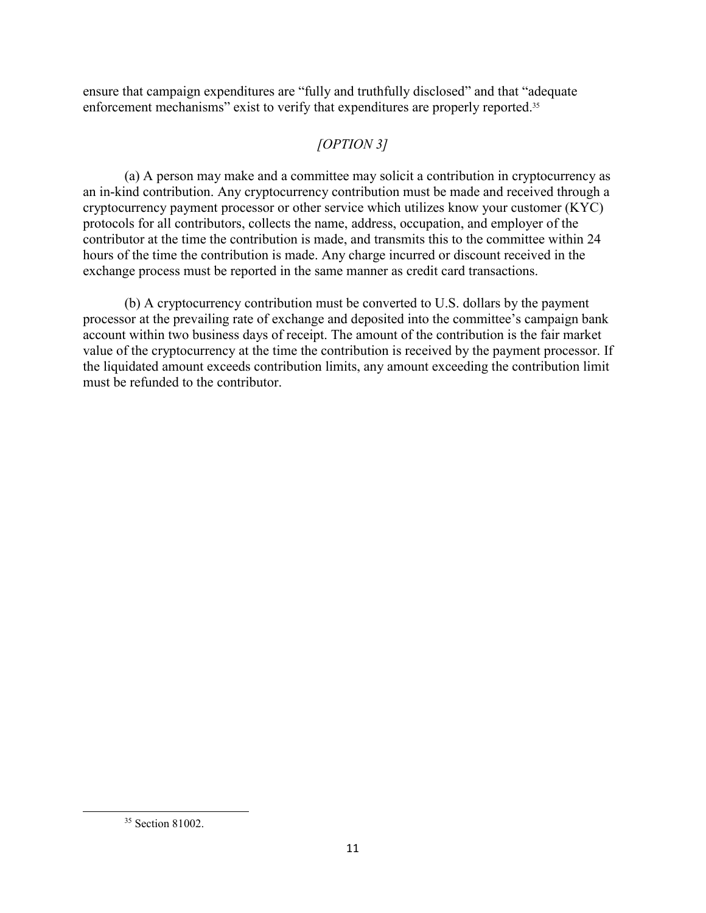ensure that campaign expenditures are "fully and truthfully disclosed" and that "adequate enforcement mechanisms" exist to verify that expenditures are properly reported.[35]

*[OPTION 3]*

(a) A person may make and a committee may solicit a contribution in cryptocurrency as an in-kind contribution. Any cryptocurrency contribution must be made and received through a cryptocurrency payment processor or other service which utilizes know your customer (KYC) protocols for all contributors, collects the name, address, occupation, and employer of the contributor at the time the contribution is made, and transmits this to the committee within 24 hours of the time the contribution is made. Any charge incurred or discount received in the exchange process must be reported in the same manner as credit card transactions.

(b) A cryptocurrency contribution must be converted to U.S. dollars by the payment processor at the prevailing rate of exchange and deposited into the committee's campaign bank account within two business days of receipt. The amount of the contribution is the fair market value of the cryptocurrency at the time the contribution is received by the payment processor. If the liquidated amount exceeds contribution limits, any amount exceeding the contribution limit must be refunded to the contributor.

---

[35] Section 81002.